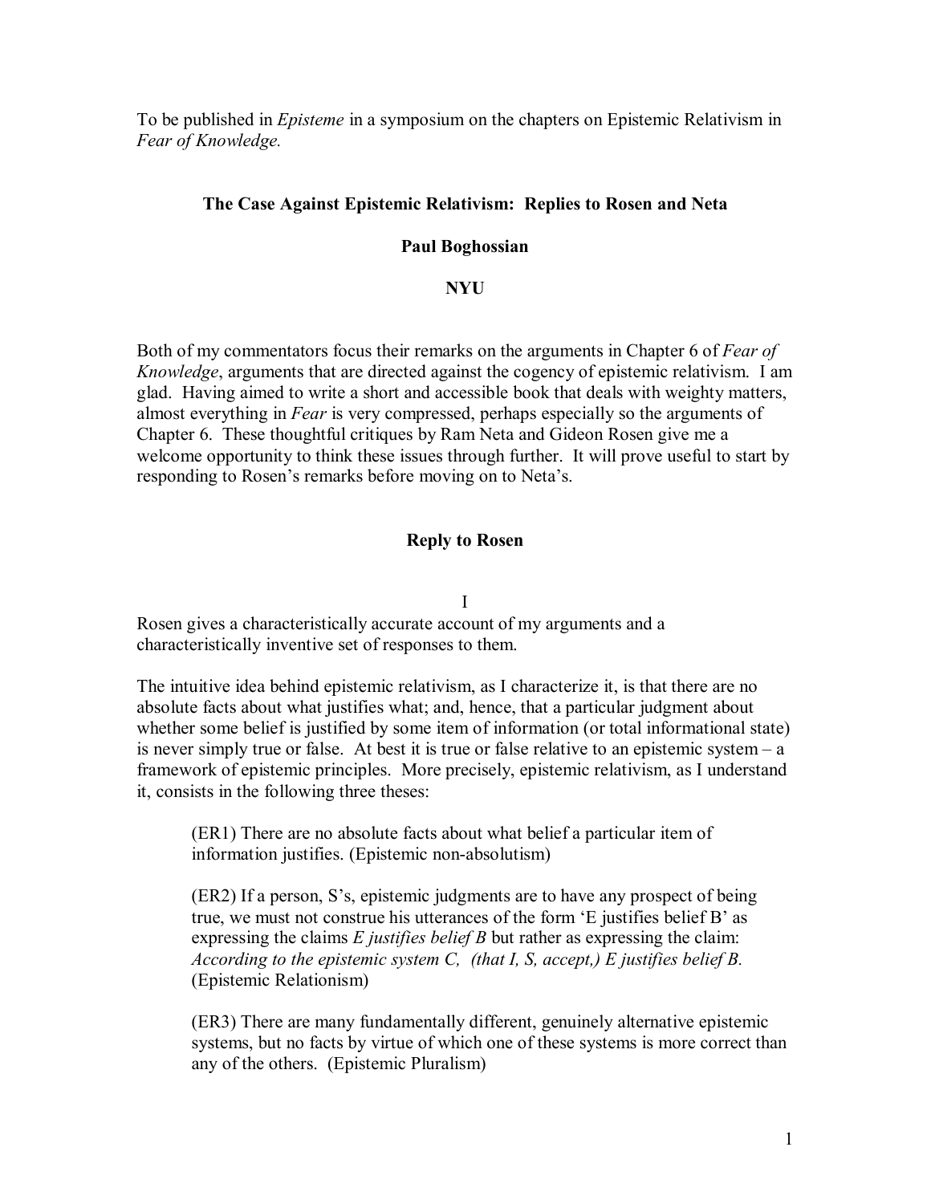To be published in *Episteme* in a symposium on the chapters on Epistemic Relativism in *Fear of Knowledge.*

# The Case Against Epistemic Relativism: Replies to Rosen and Neta

**Paul Boghossian**

**NYU**

Both of my commentators focus their remarks on the arguments in Chapter 6 of *Fear of Knowledge*, arguments that are directed against the cogency of epistemic relativism. I am glad. Having aimed to write a short and accessible book that deals with weighty matters, almost everything in *Fear* is very compressed, perhaps especially so the arguments of Chapter 6. These thoughtful critiques by Ram Neta and Gideon Rosen give me a welcome opportunity to think these issues through further. It will prove useful to start by responding to Rosen's remarks before moving on to Neta's.

## Reply to Rosen

### I

Rosen gives a characteristically accurate account of my arguments and a characteristically inventive set of responses to them.

The intuitive idea behind epistemic relativism, as I characterize it, is that there are no absolute facts about what justifies what; and, hence, that a particular judgment about whether some belief is justified by some item of information (or total informational state) is never simply true or false. At best it is true or false relative to an epistemic system – a framework of epistemic principles. More precisely, epistemic relativism, as I understand it, consists in the following three theses:

> (ER1) There are no absolute facts about what belief a particular item of information justifies. (Epistemic non-absolutism)
>
> (ER2) If a person, S's, epistemic judgments are to have any prospect of being true, we must not construe his utterances of the form 'E justifies belief B' as expressing the claims *E justifies belief B* but rather as expressing the claim: *According to the epistemic system C, (that I, S, accept,) E justifies belief B.* (Epistemic Relationism)
>
> (ER3) There are many fundamentally different, genuinely alternative epistemic systems, but no facts by virtue of which one of these systems is more correct than any of the others. (Epistemic Pluralism)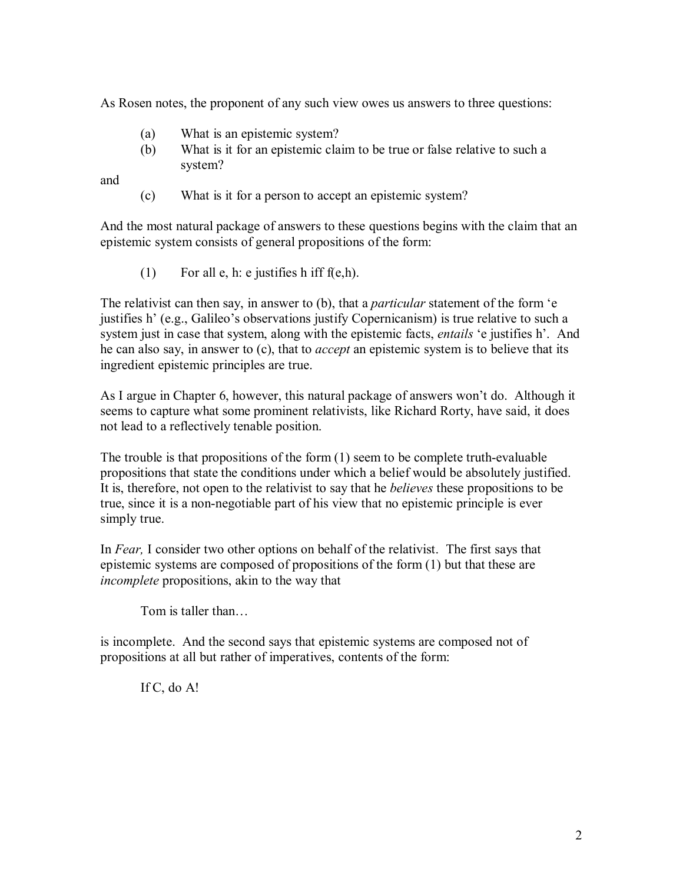As Rosen notes, the proponent of any such view owes us answers to three questions:

> (a) What is an epistemic system?
>
> (b) What is it for an epistemic claim to be true or false relative to such a system?

and

> (c) What is it for a person to accept an epistemic system?

And the most natural package of answers to these questions begins with the claim that an epistemic system consists of general propositions of the form:

> (1) For all e, h: e justifies h iff f(e,h).

The relativist can then say, in answer to (b), that a *particular* statement of the form 'e justifies h' (e.g., Galileo's observations justify Copernicanism) is true relative to such a system just in case that system, along with the epistemic facts, *entails* 'e justifies h'. And he can also say, in answer to (c), that to *accept* an epistemic system is to believe that its ingredient epistemic principles are true.

As I argue in Chapter 6, however, this natural package of answers won't do. Although it seems to capture what some prominent relativists, like Richard Rorty, have said, it does not lead to a reflectively tenable position.

The trouble is that propositions of the form (1) seem to be complete truth-evaluable propositions that state the conditions under which a belief would be absolutely justified. It is, therefore, not open to the relativist to say that he *believes* these propositions to be true, since it is a non-negotiable part of his view that no epistemic principle is ever simply true.

In *Fear,* I consider two other options on behalf of the relativist. The first says that epistemic systems are composed of propositions of the form (1) but that these are *incomplete* propositions, akin to the way that

> Tom is taller than…

is incomplete. And the second says that epistemic systems are composed not of propositions at all but rather of imperatives, contents of the form:

> If C, do A!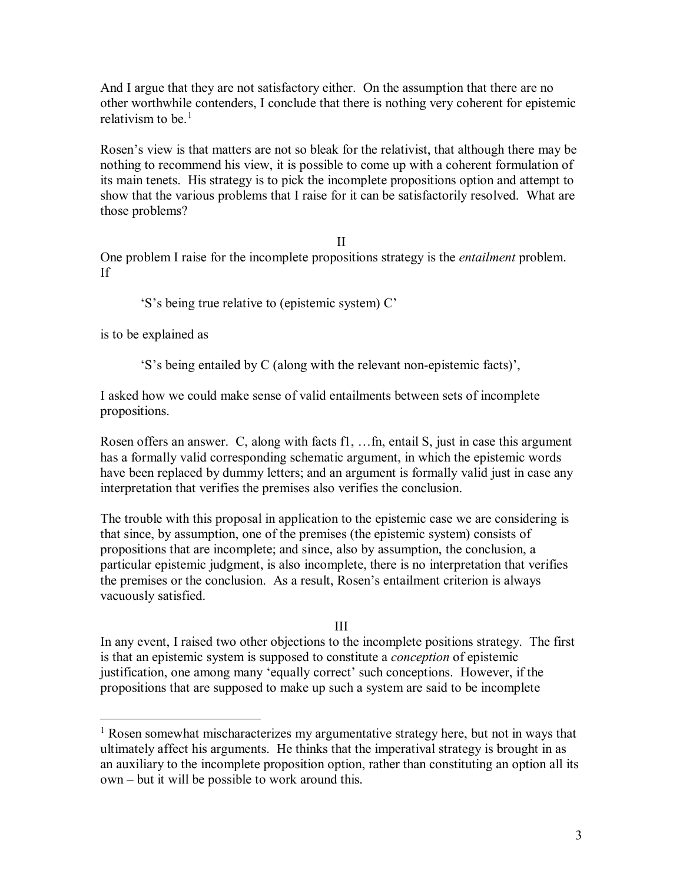And I argue that they are not satisfactory either. On the assumption that there are no other worthwhile contenders, I conclude that there is nothing very coherent for epistemic relativism to be.[1]

Rosen's view is that matters are not so bleak for the relativist, that although there may be nothing to recommend his view, it is possible to come up with a coherent formulation of its main tenets. His strategy is to pick the incomplete propositions option and attempt to show that the various problems that I raise for it can be satisfactorily resolved. What are those problems?

## II

One problem I raise for the incomplete propositions strategy is the *entailment* problem. If

> 'S's being true relative to (epistemic system) C'

is to be explained as

> 'S's being entailed by C (along with the relevant non-epistemic facts)',

I asked how we could make sense of valid entailments between sets of incomplete propositions.

Rosen offers an answer. C, along with facts f1, …fn, entail S, just in case this argument has a formally valid corresponding schematic argument, in which the epistemic words have been replaced by dummy letters; and an argument is formally valid just in case any interpretation that verifies the premises also verifies the conclusion.

The trouble with this proposal in application to the epistemic case we are considering is that since, by assumption, one of the premises (the epistemic system) consists of propositions that are incomplete; and since, also by assumption, the conclusion, a particular epistemic judgment, is also incomplete, there is no interpretation that verifies the premises or the conclusion. As a result, Rosen's entailment criterion is always vacuously satisfied.

## III

In any event, I raised two other objections to the incomplete positions strategy. The first is that an epistemic system is supposed to constitute a *conception* of epistemic justification, one among many 'equally correct' such conceptions. However, if the propositions that are supposed to make up such a system are said to be incomplete

[1] Rosen somewhat mischaracterizes my argumentative strategy here, but not in ways that ultimately affect his arguments. He thinks that the imperatival strategy is brought in as an auxiliary to the incomplete proposition option, rather than constituting an option all its own – but it will be possible to work around this.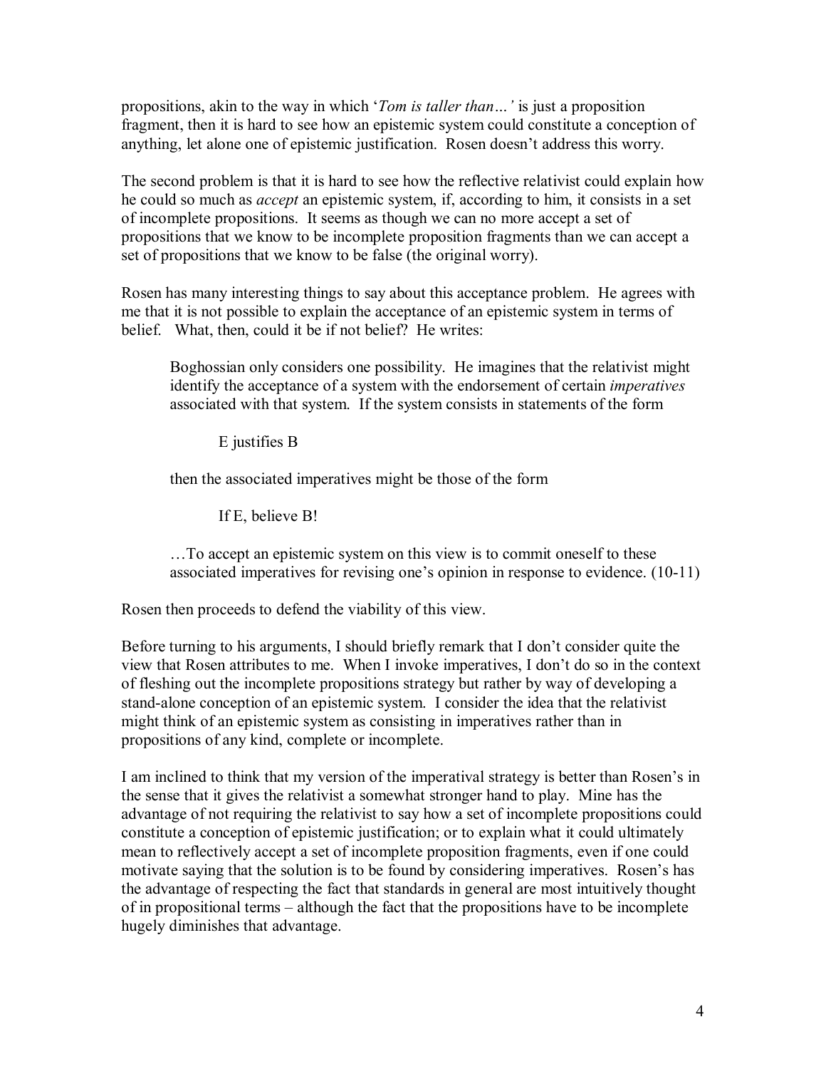propositions, akin to the way in which '*Tom is taller than…'* is just a proposition fragment, then it is hard to see how an epistemic system could constitute a conception of anything, let alone one of epistemic justification. Rosen doesn't address this worry.

The second problem is that it is hard to see how the reflective relativist could explain how he could so much as *accept* an epistemic system, if, according to him, it consists in a set of incomplete propositions. It seems as though we can no more accept a set of propositions that we know to be incomplete proposition fragments than we can accept a set of propositions that we know to be false (the original worry).

Rosen has many interesting things to say about this acceptance problem. He agrees with me that it is not possible to explain the acceptance of an epistemic system in terms of belief. What, then, could it be if not belief? He writes:

> Boghossian only considers one possibility. He imagines that the relativist might identify the acceptance of a system with the endorsement of certain *imperatives* associated with that system. If the system consists in statements of the form
>
> E justifies B
>
> then the associated imperatives might be those of the form
>
> If E, believe B!
>
> …To accept an epistemic system on this view is to commit oneself to these associated imperatives for revising one's opinion in response to evidence. (10-11)

Rosen then proceeds to defend the viability of this view.

Before turning to his arguments, I should briefly remark that I don't consider quite the view that Rosen attributes to me. When I invoke imperatives, I don't do so in the context of fleshing out the incomplete propositions strategy but rather by way of developing a stand-alone conception of an epistemic system. I consider the idea that the relativist might think of an epistemic system as consisting in imperatives rather than in propositions of any kind, complete or incomplete.

I am inclined to think that my version of the imperatival strategy is better than Rosen's in the sense that it gives the relativist a somewhat stronger hand to play. Mine has the advantage of not requiring the relativist to say how a set of incomplete propositions could constitute a conception of epistemic justification; or to explain what it could ultimately mean to reflectively accept a set of incomplete proposition fragments, even if one could motivate saying that the solution is to be found by considering imperatives. Rosen's has the advantage of respecting the fact that standards in general are most intuitively thought of in propositional terms – although the fact that the propositions have to be incomplete hugely diminishes that advantage.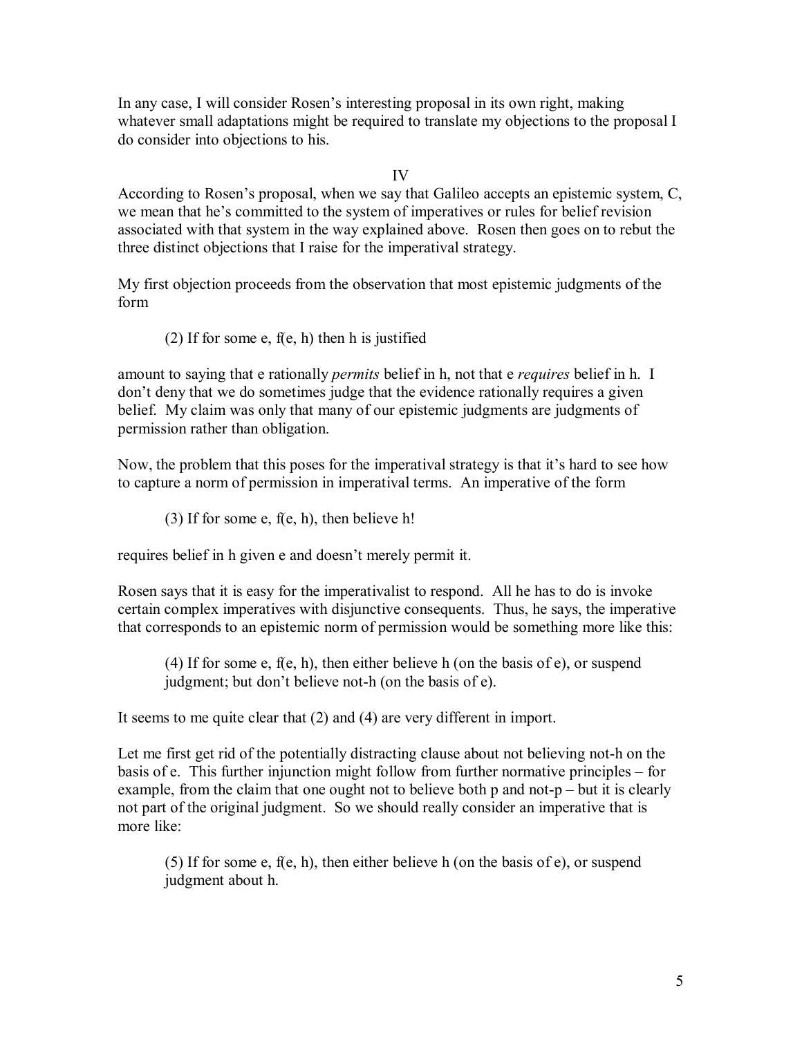In any case, I will consider Rosen's interesting proposal in its own right, making whatever small adaptations might be required to translate my objections to the proposal I do consider into objections to his.

## IV

According to Rosen's proposal, when we say that Galileo accepts an epistemic system, C, we mean that he's committed to the system of imperatives or rules for belief revision associated with that system in the way explained above. Rosen then goes on to rebut the three distinct objections that I raise for the imperatival strategy.

My first objection proceeds from the observation that most epistemic judgments of the form

> (2) If for some e, f(e, h) then h is justified

amount to saying that e rationally *permits* belief in h, not that e *requires* belief in h. I don't deny that we do sometimes judge that the evidence rationally requires a given belief. My claim was only that many of our epistemic judgments are judgments of permission rather than obligation.

Now, the problem that this poses for the imperatival strategy is that it's hard to see how to capture a norm of permission in imperatival terms. An imperative of the form

> (3) If for some e, f(e, h), then believe h!

requires belief in h given e and doesn't merely permit it.

Rosen says that it is easy for the imperativalist to respond. All he has to do is invoke certain complex imperatives with disjunctive consequents. Thus, he says, the imperative that corresponds to an epistemic norm of permission would be something more like this:

> (4) If for some e, f(e, h), then either believe h (on the basis of e), or suspend judgment; but don't believe not-h (on the basis of e).

It seems to me quite clear that (2) and (4) are very different in import.

Let me first get rid of the potentially distracting clause about not believing not-h on the basis of e. This further injunction might follow from further normative principles – for example, from the claim that one ought not to believe both p and not-p – but it is clearly not part of the original judgment. So we should really consider an imperative that is more like:

> (5) If for some e, f(e, h), then either believe h (on the basis of e), or suspend judgment about h.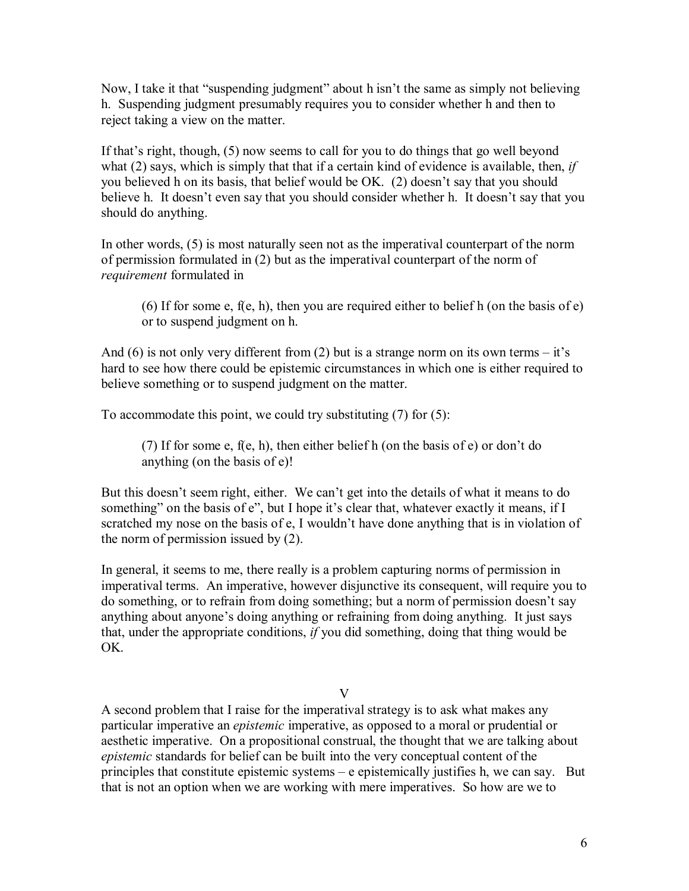Now, I take it that "suspending judgment" about h isn't the same as simply not believing h. Suspending judgment presumably requires you to consider whether h and then to reject taking a view on the matter.

If that's right, though, (5) now seems to call for you to do things that go well beyond what (2) says, which is simply that that if a certain kind of evidence is available, then, *if* you believed h on its basis, that belief would be OK. (2) doesn't say that you should believe h. It doesn't even say that you should consider whether h. It doesn't say that you should do anything.

In other words, (5) is most naturally seen not as the imperatival counterpart of the norm of permission formulated in (2) but as the imperatival counterpart of the norm of *requirement* formulated in

> (6) If for some e, f(e, h), then you are required either to belief h (on the basis of e) or to suspend judgment on h.

And (6) is not only very different from (2) but is a strange norm on its own terms – it's hard to see how there could be epistemic circumstances in which one is either required to believe something or to suspend judgment on the matter.

To accommodate this point, we could try substituting (7) for (5):

> (7) If for some e, f(e, h), then either belief h (on the basis of e) or don't do anything (on the basis of e)!

But this doesn't seem right, either. We can't get into the details of what it means to do something" on the basis of e", but I hope it's clear that, whatever exactly it means, if I scratched my nose on the basis of e, I wouldn't have done anything that is in violation of the norm of permission issued by (2).

In general, it seems to me, there really is a problem capturing norms of permission in imperatival terms. An imperative, however disjunctive its consequent, will require you to do something, or to refrain from doing something; but a norm of permission doesn't say anything about anyone's doing anything or refraining from doing anything. It just says that, under the appropriate conditions, *if* you did something, doing that thing would be OK.

## V

A second problem that I raise for the imperatival strategy is to ask what makes any particular imperative an *epistemic* imperative, as opposed to a moral or prudential or aesthetic imperative. On a propositional construal, the thought that we are talking about *epistemic* standards for belief can be built into the very conceptual content of the principles that constitute epistemic systems – e epistemically justifies h, we can say. But that is not an option when we are working with mere imperatives. So how are we to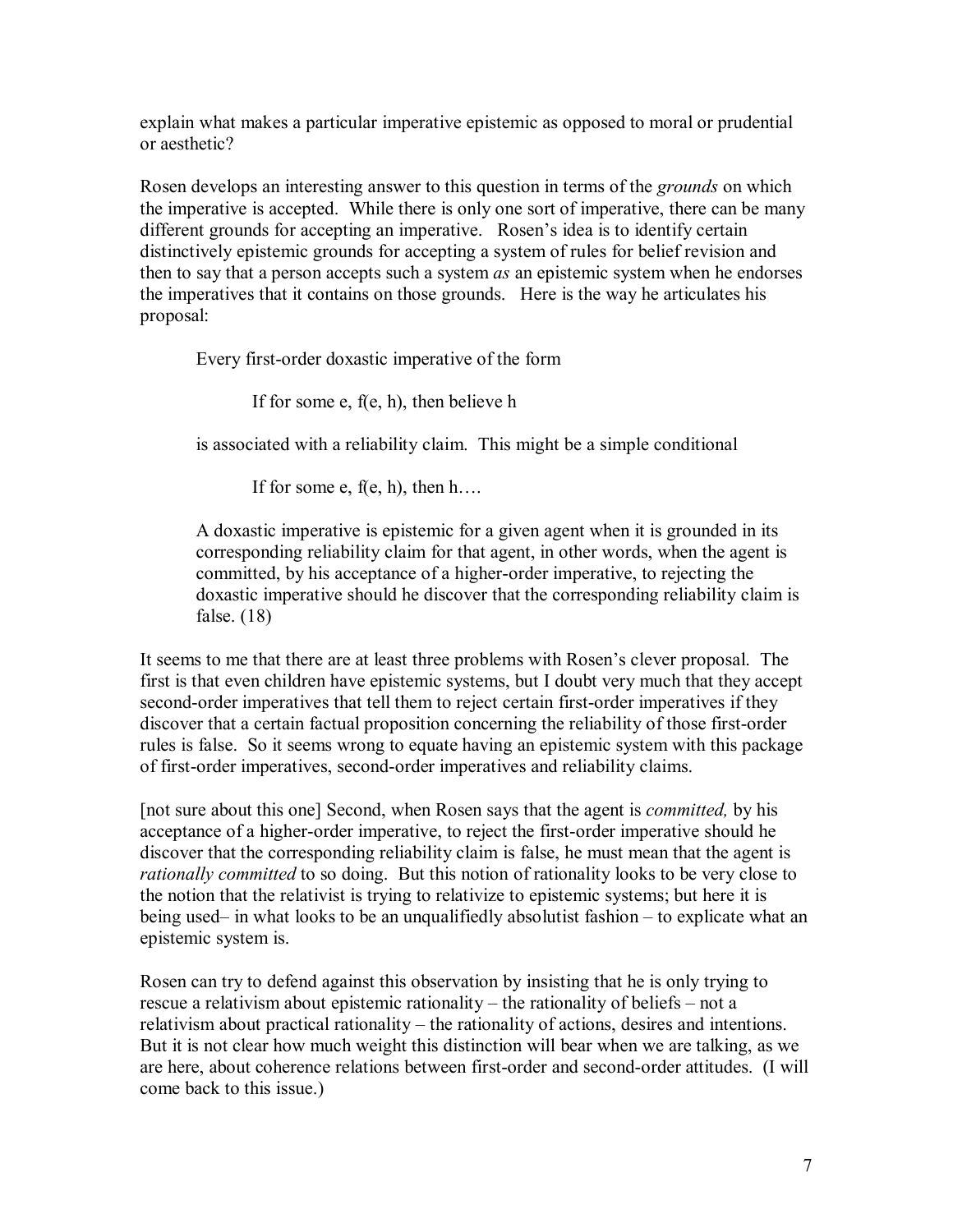explain what makes a particular imperative epistemic as opposed to moral or prudential or aesthetic?

Rosen develops an interesting answer to this question in terms of the *grounds* on which the imperative is accepted. While there is only one sort of imperative, there can be many different grounds for accepting an imperative. Rosen's idea is to identify certain distinctively epistemic grounds for accepting a system of rules for belief revision and then to say that a person accepts such a system *as* an epistemic system when he endorses the imperatives that it contains on those grounds. Here is the way he articulates his proposal:

> Every first-order doxastic imperative of the form
>
> > If for some e, f(e, h), then believe h
>
> is associated with a reliability claim. This might be a simple conditional
>
> > If for some e, f(e, h), then h….
>
> A doxastic imperative is epistemic for a given agent when it is grounded in its corresponding reliability claim for that agent, in other words, when the agent is committed, by his acceptance of a higher-order imperative, to rejecting the doxastic imperative should he discover that the corresponding reliability claim is false. (18)

It seems to me that there are at least three problems with Rosen's clever proposal. The first is that even children have epistemic systems, but I doubt very much that they accept second-order imperatives that tell them to reject certain first-order imperatives if they discover that a certain factual proposition concerning the reliability of those first-order rules is false. So it seems wrong to equate having an epistemic system with this package of first-order imperatives, second-order imperatives and reliability claims.

[not sure about this one] Second, when Rosen says that the agent is *committed,* by his acceptance of a higher-order imperative, to reject the first-order imperative should he discover that the corresponding reliability claim is false, he must mean that the agent is *rationally committed* to so doing. But this notion of rationality looks to be very close to the notion that the relativist is trying to relativize to epistemic systems; but here it is being used– in what looks to be an unqualifiedly absolutist fashion – to explicate what an epistemic system is.

Rosen can try to defend against this observation by insisting that he is only trying to rescue a relativism about epistemic rationality – the rationality of beliefs – not a relativism about practical rationality – the rationality of actions, desires and intentions. But it is not clear how much weight this distinction will bear when we are talking, as we are here, about coherence relations between first-order and second-order attitudes. (I will come back to this issue.)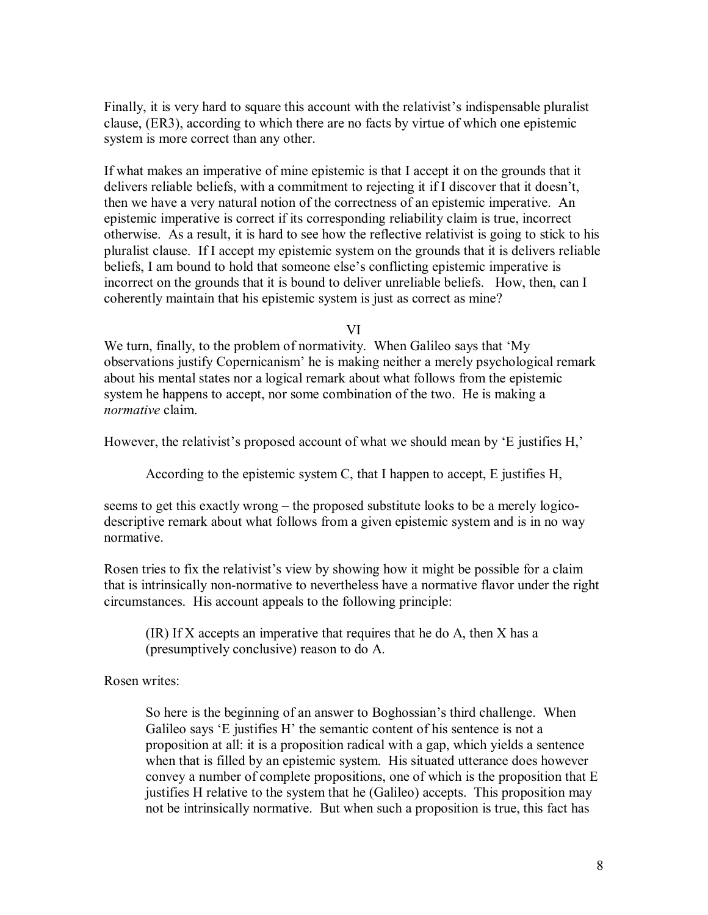Finally, it is very hard to square this account with the relativist's indispensable pluralist clause, (ER3), according to which there are no facts by virtue of which one epistemic system is more correct than any other.

If what makes an imperative of mine epistemic is that I accept it on the grounds that it delivers reliable beliefs, with a commitment to rejecting it if I discover that it doesn't, then we have a very natural notion of the correctness of an epistemic imperative. An epistemic imperative is correct if its corresponding reliability claim is true, incorrect otherwise. As a result, it is hard to see how the reflective relativist is going to stick to his pluralist clause. If I accept my epistemic system on the grounds that it is delivers reliable beliefs, I am bound to hold that someone else's conflicting epistemic imperative is incorrect on the grounds that it is bound to deliver unreliable beliefs. How, then, can I coherently maintain that his epistemic system is just as correct as mine?

## VI

We turn, finally, to the problem of normativity. When Galileo says that 'My observations justify Copernicanism' he is making neither a merely psychological remark about his mental states nor a logical remark about what follows from the epistemic system he happens to accept, nor some combination of the two. He is making a *normative* claim.

However, the relativist's proposed account of what we should mean by 'E justifies H,'

> According to the epistemic system C, that I happen to accept, E justifies H,

seems to get this exactly wrong – the proposed substitute looks to be a merely logico-descriptive remark about what follows from a given epistemic system and is in no way normative.

Rosen tries to fix the relativist's view by showing how it might be possible for a claim that is intrinsically non-normative to nevertheless have a normative flavor under the right circumstances. His account appeals to the following principle:

> (IR) If X accepts an imperative that requires that he do A, then X has a (presumptively conclusive) reason to do A.

Rosen writes:

> So here is the beginning of an answer to Boghossian's third challenge. When Galileo says 'E justifies H' the semantic content of his sentence is not a proposition at all: it is a proposition radical with a gap, which yields a sentence when that is filled by an epistemic system. His situated utterance does however convey a number of complete propositions, one of which is the proposition that E justifies H relative to the system that he (Galileo) accepts. This proposition may not be intrinsically normative. But when such a proposition is true, this fact has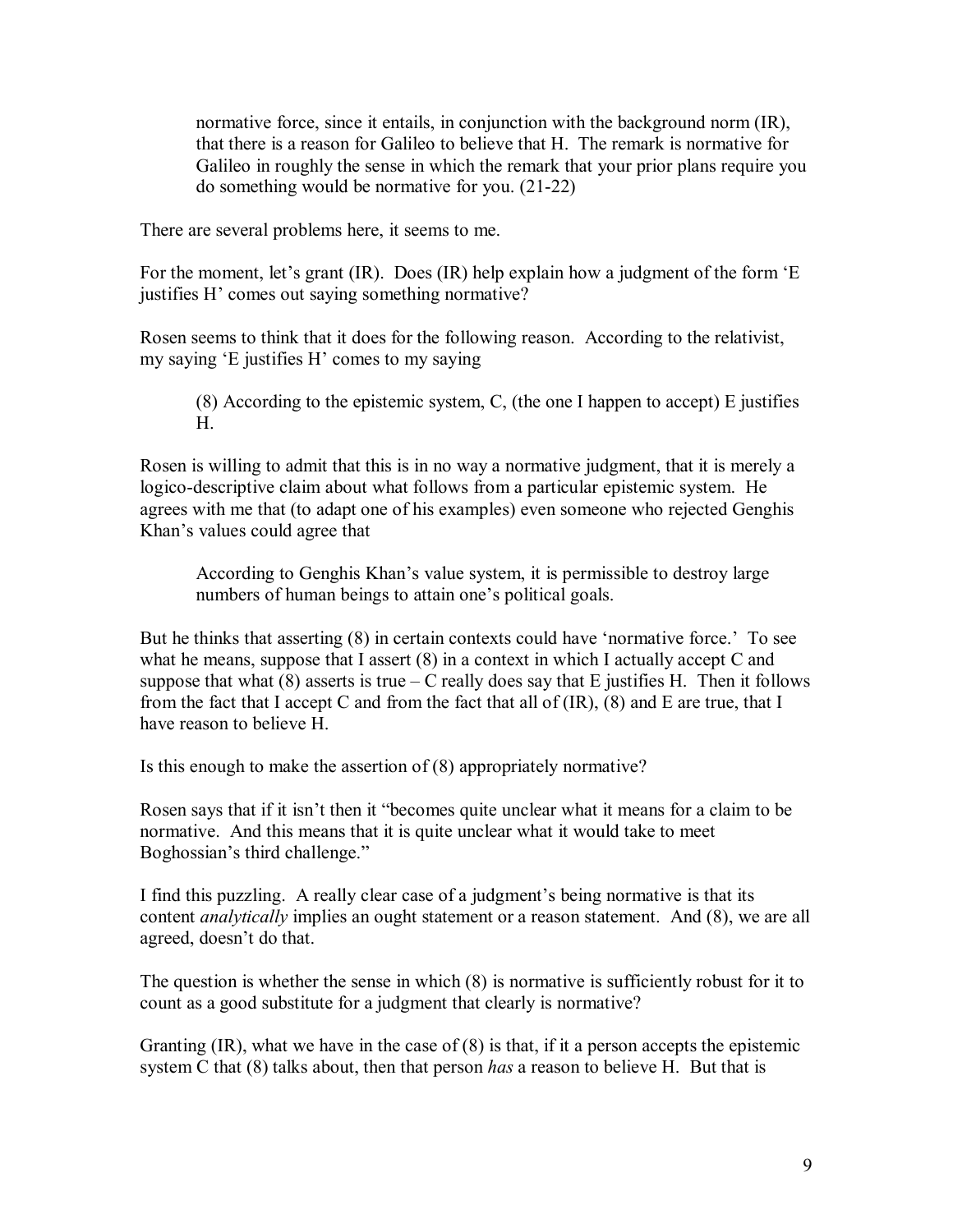> normative force, since it entails, in conjunction with the background norm (IR), that there is a reason for Galileo to believe that H. The remark is normative for Galileo in roughly the sense in which the remark that your prior plans require you do something would be normative for you. (21-22)

There are several problems here, it seems to me.

For the moment, let's grant (IR). Does (IR) help explain how a judgment of the form 'E justifies H' comes out saying something normative?

Rosen seems to think that it does for the following reason. According to the relativist, my saying 'E justifies H' comes to my saying

> (8) According to the epistemic system, C, (the one I happen to accept) E justifies H.

Rosen is willing to admit that this is in no way a normative judgment, that it is merely a logico-descriptive claim about what follows from a particular epistemic system. He agrees with me that (to adapt one of his examples) even someone who rejected Genghis Khan's values could agree that

> According to Genghis Khan's value system, it is permissible to destroy large numbers of human beings to attain one's political goals.

But he thinks that asserting (8) in certain contexts could have 'normative force.' To see what he means, suppose that I assert (8) in a context in which I actually accept C and suppose that what (8) asserts is true – C really does say that E justifies H. Then it follows from the fact that I accept C and from the fact that all of (IR), (8) and E are true, that I have reason to believe H.

Is this enough to make the assertion of (8) appropriately normative?

Rosen says that if it isn't then it "becomes quite unclear what it means for a claim to be normative. And this means that it is quite unclear what it would take to meet Boghossian's third challenge."

I find this puzzling. A really clear case of a judgment's being normative is that its content *analytically* implies an ought statement or a reason statement. And (8), we are all agreed, doesn't do that.

The question is whether the sense in which (8) is normative is sufficiently robust for it to count as a good substitute for a judgment that clearly is normative?

Granting (IR), what we have in the case of (8) is that, if it a person accepts the epistemic system C that (8) talks about, then that person *has* a reason to believe H. But that is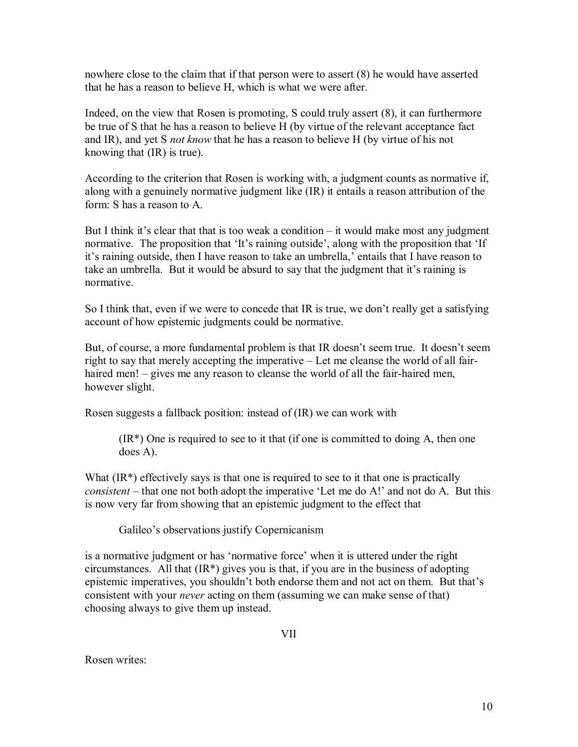nowhere close to the claim that if that person were to assert (8) he would have asserted that he has a reason to believe H, which is what we were after.

Indeed, on the view that Rosen is promoting, S could truly assert (8), it can furthermore be true of S that he has a reason to believe H (by virtue of the relevant acceptance fact and IR), and yet S *not know* that he has a reason to believe H (by virtue of his not knowing that (IR) is true).

According to the criterion that Rosen is working with, a judgment counts as normative if, along with a genuinely normative judgment like (IR) it entails a reason attribution of the form: S has a reason to A.

But I think it's clear that that is too weak a condition – it would make most any judgment normative. The proposition that 'It's raining outside', along with the proposition that 'If it's raining outside, then I have reason to take an umbrella,' entails that I have reason to take an umbrella. But it would be absurd to say that the judgment that it's raining is normative.

So I think that, even if we were to concede that IR is true, we don't really get a satisfying account of how epistemic judgments could be normative.

But, of course, a more fundamental problem is that IR doesn't seem true. It doesn't seem right to say that merely accepting the imperative – Let me cleanse the world of all fair-haired men! – gives me any reason to cleanse the world of all the fair-haired men, however slight.

Rosen suggests a fallback position: instead of (IR) we can work with

> (IR*) One is required to see to it that (if one is committed to doing A, then one does A).

What (IR*) effectively says is that one is required to see to it that one is practically *consistent* – that one not both adopt the imperative 'Let me do A!' and not do A. But this is now very far from showing that an epistemic judgment to the effect that

> Galileo's observations justify Copernicanism

is a normative judgment or has 'normative force' when it is uttered under the right circumstances. All that (IR*) gives you is that, if you are in the business of adopting epistemic imperatives, you shouldn't both endorse them and not act on them. But that's consistent with your *never* acting on them (assuming we can make sense of that) choosing always to give them up instead.

## VII

Rosen writes: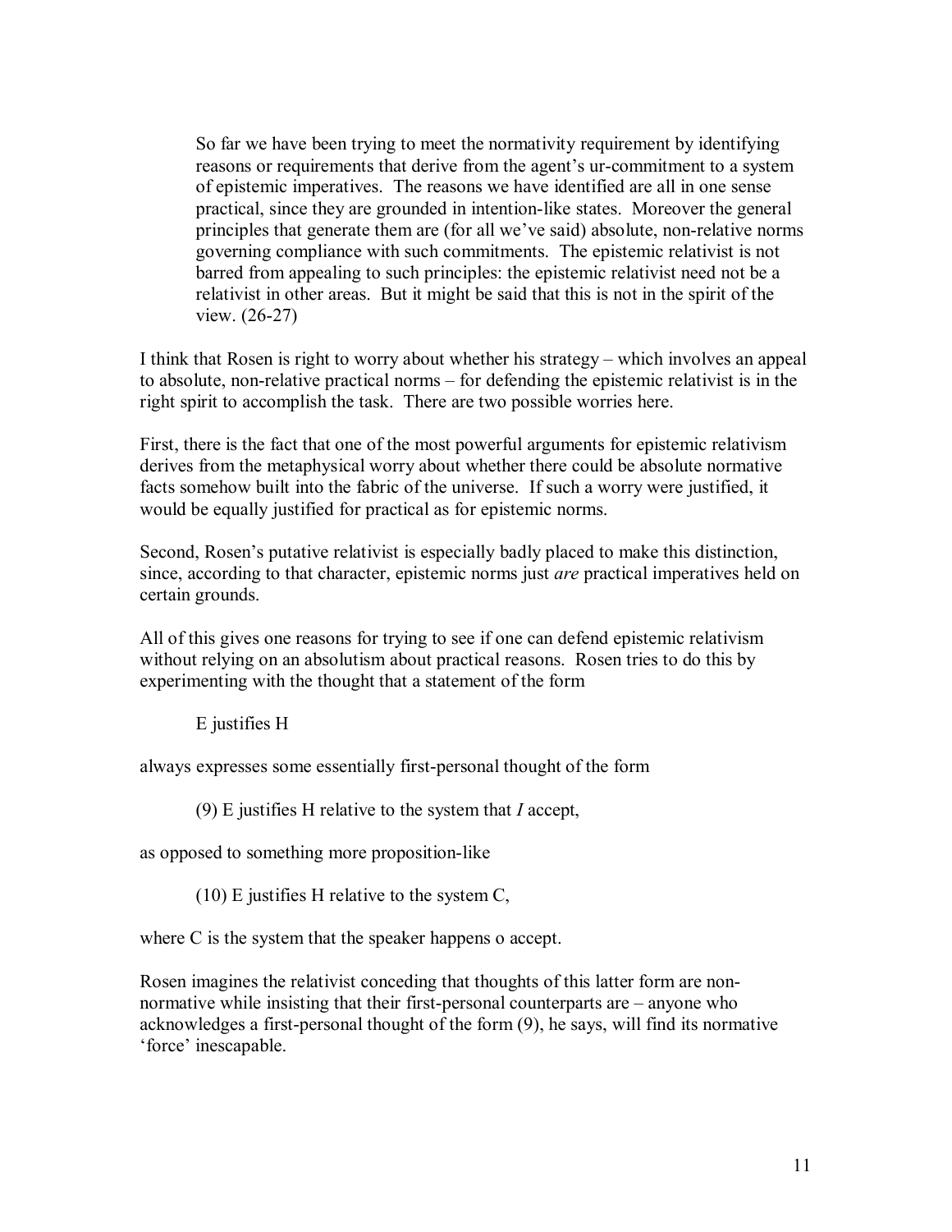> So far we have been trying to meet the normativity requirement by identifying reasons or requirements that derive from the agent's ur-commitment to a system of epistemic imperatives. The reasons we have identified are all in one sense practical, since they are grounded in intention-like states. Moreover the general principles that generate them are (for all we've said) absolute, non-relative norms governing compliance with such commitments. The epistemic relativist is not barred from appealing to such principles: the epistemic relativist need not be a relativist in other areas. But it might be said that this is not in the spirit of the view. (26-27)

I think that Rosen is right to worry about whether his strategy – which involves an appeal to absolute, non-relative practical norms – for defending the epistemic relativist is in the right spirit to accomplish the task. There are two possible worries here.

First, there is the fact that one of the most powerful arguments for epistemic relativism derives from the metaphysical worry about whether there could be absolute normative facts somehow built into the fabric of the universe. If such a worry were justified, it would be equally justified for practical as for epistemic norms.

Second, Rosen's putative relativist is especially badly placed to make this distinction, since, according to that character, epistemic norms just *are* practical imperatives held on certain grounds.

All of this gives one reasons for trying to see if one can defend epistemic relativism without relying on an absolutism about practical reasons. Rosen tries to do this by experimenting with the thought that a statement of the form

> E justifies H

always expresses some essentially first-personal thought of the form

> (9) E justifies H relative to the system that *I* accept,

as opposed to something more proposition-like

> (10) E justifies H relative to the system C,

where C is the system that the speaker happens o accept.

Rosen imagines the relativist conceding that thoughts of this latter form are non-normative while insisting that their first-personal counterparts are – anyone who acknowledges a first-personal thought of the form (9), he says, will find its normative 'force' inescapable.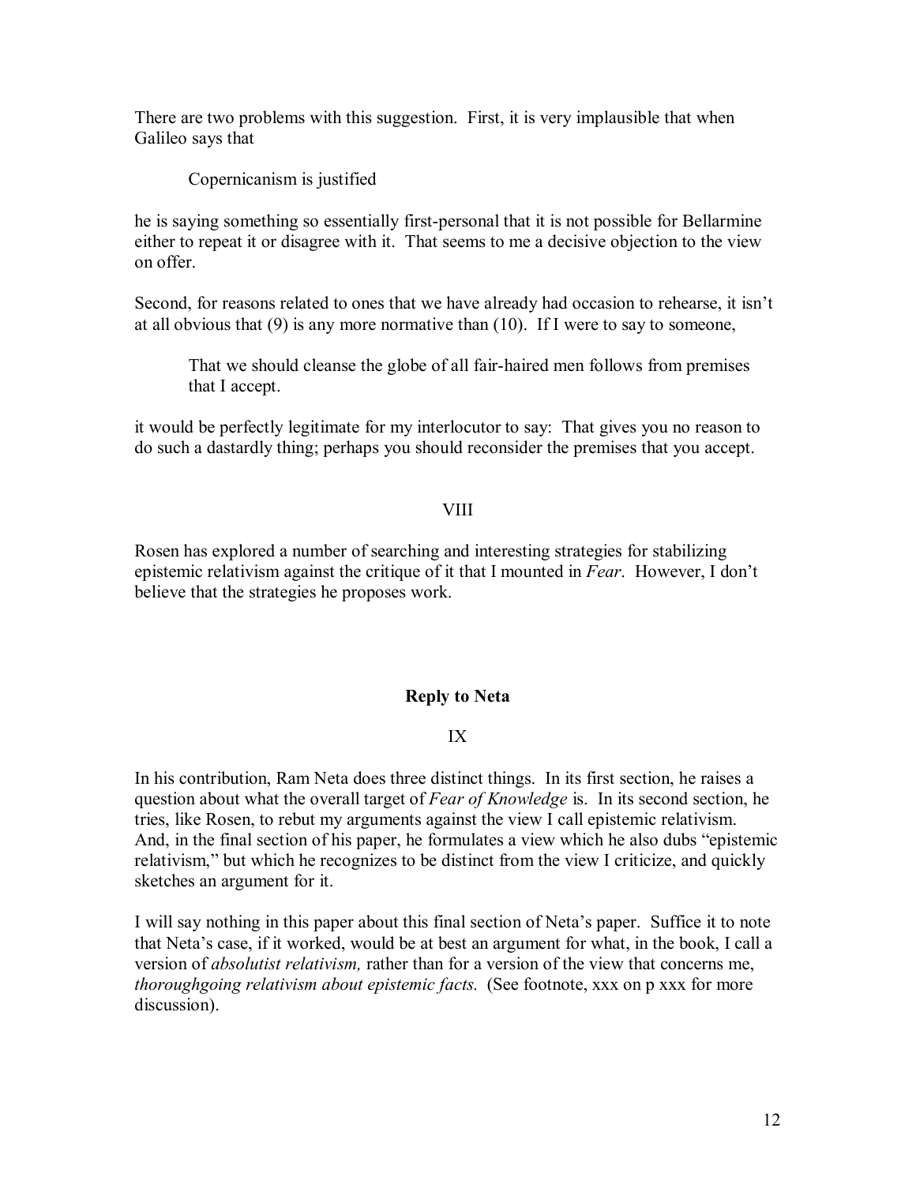There are two problems with this suggestion. First, it is very implausible that when Galileo says that

> Copernicanism is justified

he is saying something so essentially first-personal that it is not possible for Bellarmine either to repeat it or disagree with it. That seems to me a decisive objection to the view on offer.

Second, for reasons related to ones that we have already had occasion to rehearse, it isn't at all obvious that (9) is any more normative than (10). If I were to say to someone,

> That we should cleanse the globe of all fair-haired men follows from premises that I accept.

it would be perfectly legitimate for my interlocutor to say: That gives you no reason to do such a dastardly thing; perhaps you should reconsider the premises that you accept.

VIII

Rosen has explored a number of searching and interesting strategies for stabilizing epistemic relativism against the critique of it that I mounted in *Fear*. However, I don't believe that the strategies he proposes work.

## Reply to Neta

IX

In his contribution, Ram Neta does three distinct things. In its first section, he raises a question about what the overall target of *Fear of Knowledge* is. In its second section, he tries, like Rosen, to rebut my arguments against the view I call epistemic relativism. And, in the final section of his paper, he formulates a view which he also dubs "epistemic relativism," but which he recognizes to be distinct from the view I criticize, and quickly sketches an argument for it.

I will say nothing in this paper about this final section of Neta's paper. Suffice it to note that Neta's case, if it worked, would be at best an argument for what, in the book, I call a version of *absolutist relativism,* rather than for a version of the view that concerns me, *thoroughgoing relativism about epistemic facts.* (See footnote, xxx on p xxx for more discussion).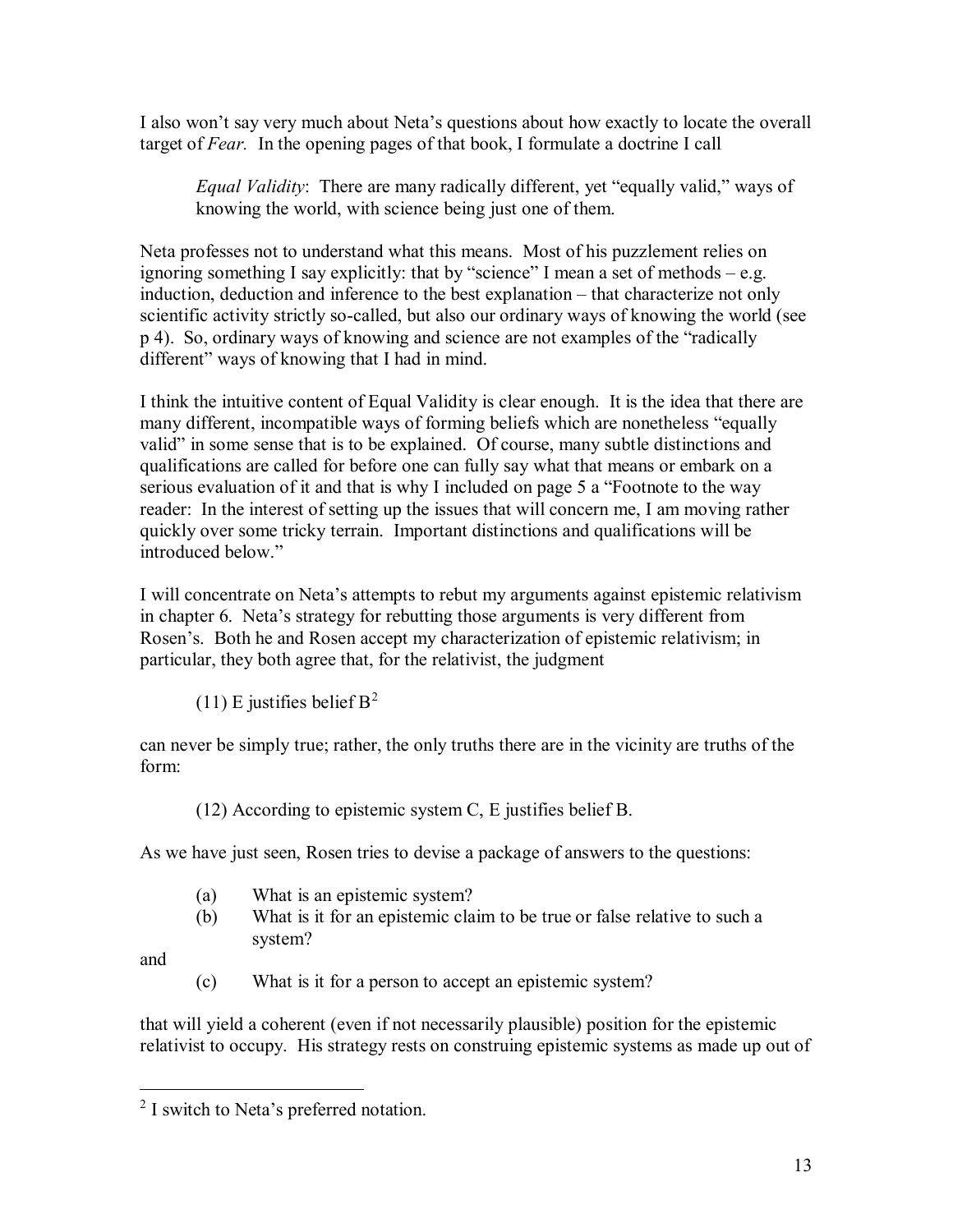I also won't say very much about Neta's questions about how exactly to locate the overall target of *Fear.* In the opening pages of that book, I formulate a doctrine I call

> *Equal Validity*: There are many radically different, yet "equally valid," ways of knowing the world, with science being just one of them.

Neta professes not to understand what this means. Most of his puzzlement relies on ignoring something I say explicitly: that by "science" I mean a set of methods – e.g. induction, deduction and inference to the best explanation – that characterize not only scientific activity strictly so-called, but also our ordinary ways of knowing the world (see p 4). So, ordinary ways of knowing and science are not examples of the "radically different" ways of knowing that I had in mind.

I think the intuitive content of Equal Validity is clear enough. It is the idea that there are many different, incompatible ways of forming beliefs which are nonetheless "equally valid" in some sense that is to be explained. Of course, many subtle distinctions and qualifications are called for before one can fully say what that means or embark on a serious evaluation of it and that is why I included on page 5 a "Footnote to the way reader: In the interest of setting up the issues that will concern me, I am moving rather quickly over some tricky terrain. Important distinctions and qualifications will be introduced below."

I will concentrate on Neta's attempts to rebut my arguments against epistemic relativism in chapter 6. Neta's strategy for rebutting those arguments is very different from Rosen's. Both he and Rosen accept my characterization of epistemic relativism; in particular, they both agree that, for the relativist, the judgment

> (11) E justifies belief B[2]

can never be simply true; rather, the only truths there are in the vicinity are truths of the form:

> (12) According to epistemic system C, E justifies belief B.

As we have just seen, Rosen tries to devise a package of answers to the questions:

> (a) What is an epistemic system?
>
> (b) What is it for an epistemic claim to be true or false relative to such a system?

and

> (c) What is it for a person to accept an epistemic system?

that will yield a coherent (even if not necessarily plausible) position for the epistemic relativist to occupy. His strategy rests on construing epistemic systems as made up out of

---

[2] I switch to Neta's preferred notation.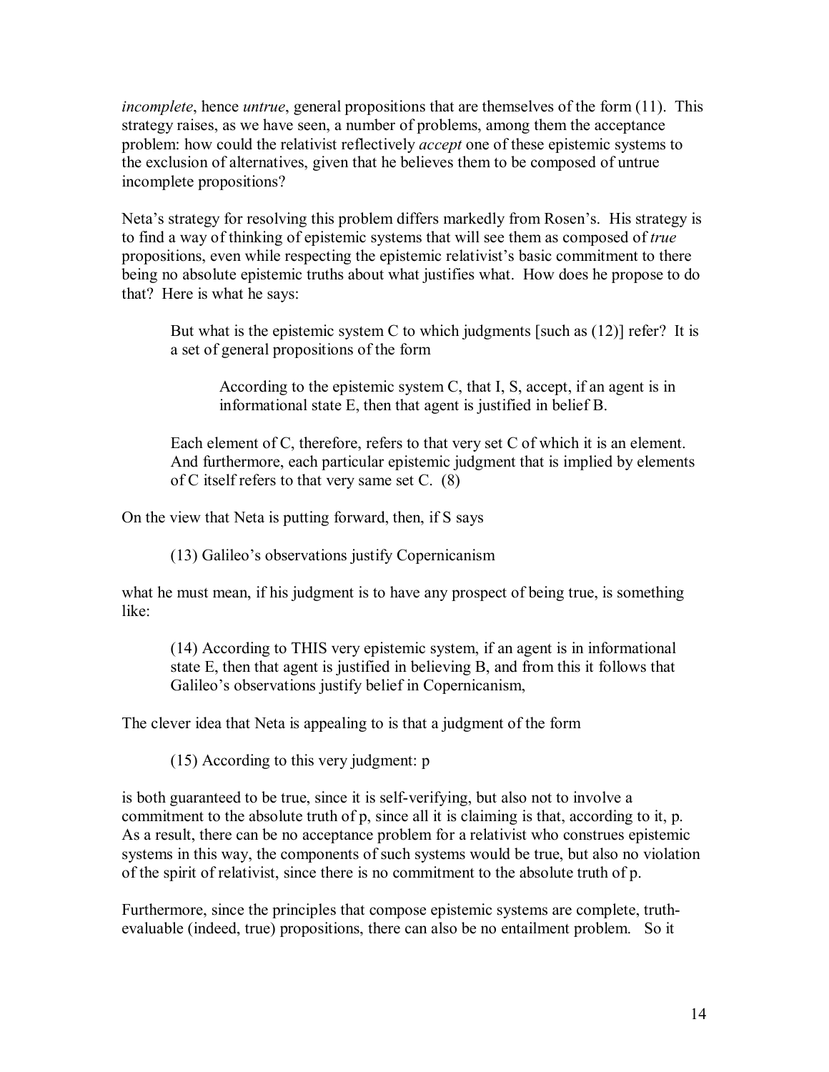*incomplete*, hence *untrue*, general propositions that are themselves of the form (11). This strategy raises, as we have seen, a number of problems, among them the acceptance problem: how could the relativist reflectively *accept* one of these epistemic systems to the exclusion of alternatives, given that he believes them to be composed of untrue incomplete propositions?

Neta's strategy for resolving this problem differs markedly from Rosen's. His strategy is to find a way of thinking of epistemic systems that will see them as composed of *true* propositions, even while respecting the epistemic relativist's basic commitment to there being no absolute epistemic truths about what justifies what. How does he propose to do that? Here is what he says:

> But what is the epistemic system C to which judgments [such as (12)] refer? It is a set of general propositions of the form
>
> > According to the epistemic system C, that I, S, accept, if an agent is in informational state E, then that agent is justified in belief B.
>
> Each element of C, therefore, refers to that very set C of which it is an element. And furthermore, each particular epistemic judgment that is implied by elements of C itself refers to that very same set C. (8)

On the view that Neta is putting forward, then, if S says

> (13) Galileo's observations justify Copernicanism

what he must mean, if his judgment is to have any prospect of being true, is something like:

> (14) According to THIS very epistemic system, if an agent is in informational state E, then that agent is justified in believing B, and from this it follows that Galileo's observations justify belief in Copernicanism,

The clever idea that Neta is appealing to is that a judgment of the form

> (15) According to this very judgment: p

is both guaranteed to be true, since it is self-verifying, but also not to involve a commitment to the absolute truth of p, since all it is claiming is that, according to it, p. As a result, there can be no acceptance problem for a relativist who construes epistemic systems in this way, the components of such systems would be true, but also no violation of the spirit of relativist, since there is no commitment to the absolute truth of p.

Furthermore, since the principles that compose epistemic systems are complete, truth-evaluable (indeed, true) propositions, there can also be no entailment problem. So it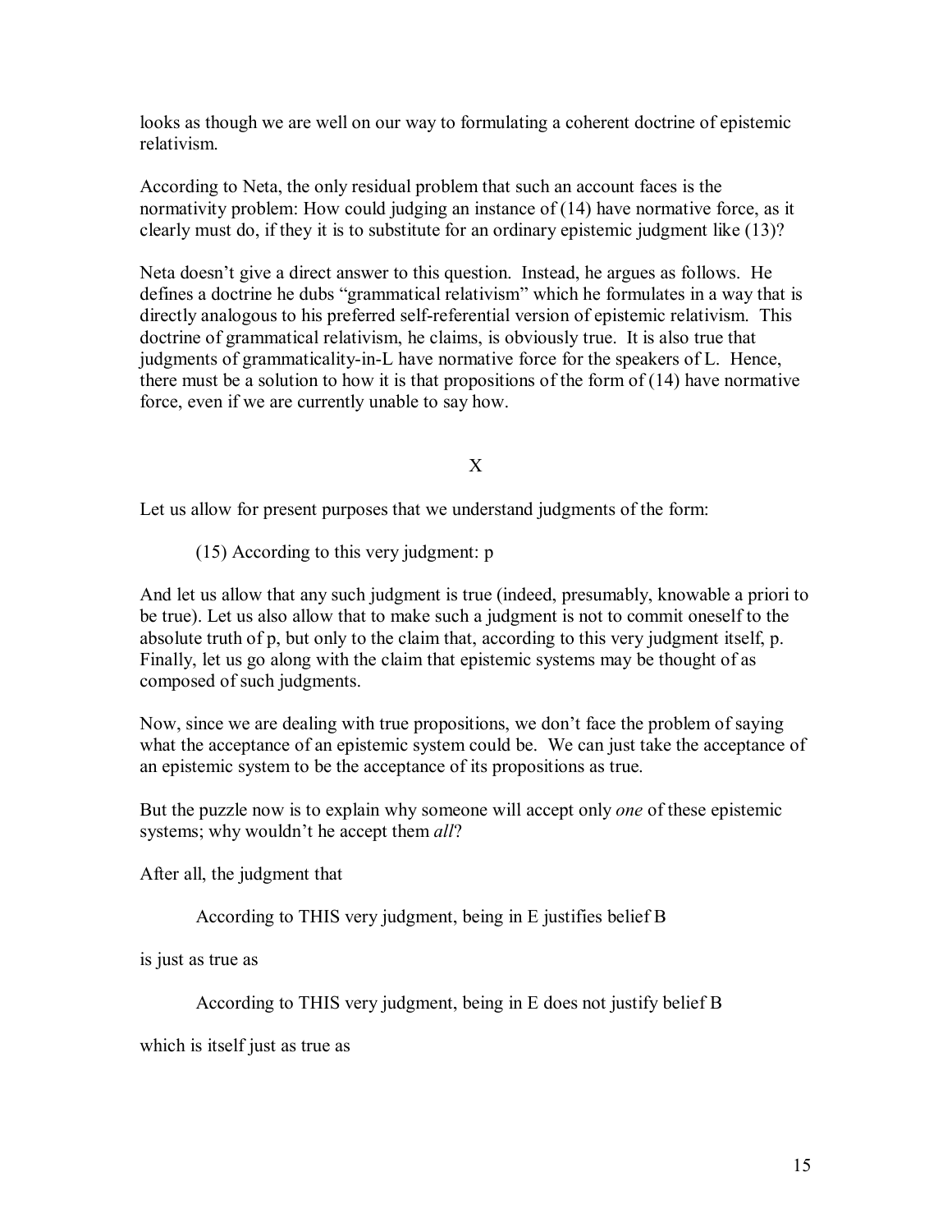looks as though we are well on our way to formulating a coherent doctrine of epistemic relativism.

According to Neta, the only residual problem that such an account faces is the normativity problem: How could judging an instance of (14) have normative force, as it clearly must do, if they it is to substitute for an ordinary epistemic judgment like (13)?

Neta doesn't give a direct answer to this question. Instead, he argues as follows. He defines a doctrine he dubs "grammatical relativism" which he formulates in a way that is directly analogous to his preferred self-referential version of epistemic relativism. This doctrine of grammatical relativism, he claims, is obviously true. It is also true that judgments of grammaticality-in-L have normative force for the speakers of L. Hence, there must be a solution to how it is that propositions of the form of (14) have normative force, even if we are currently unable to say how.

## X

Let us allow for present purposes that we understand judgments of the form:

> (15) According to this very judgment: p

And let us allow that any such judgment is true (indeed, presumably, knowable a priori to be true). Let us also allow that to make such a judgment is not to commit oneself to the absolute truth of p, but only to the claim that, according to this very judgment itself, p. Finally, let us go along with the claim that epistemic systems may be thought of as composed of such judgments.

Now, since we are dealing with true propositions, we don't face the problem of saying what the acceptance of an epistemic system could be. We can just take the acceptance of an epistemic system to be the acceptance of its propositions as true.

But the puzzle now is to explain why someone will accept only *one* of these epistemic systems; why wouldn't he accept them *all*?

After all, the judgment that

> According to THIS very judgment, being in E justifies belief B

is just as true as

> According to THIS very judgment, being in E does not justify belief B

which is itself just as true as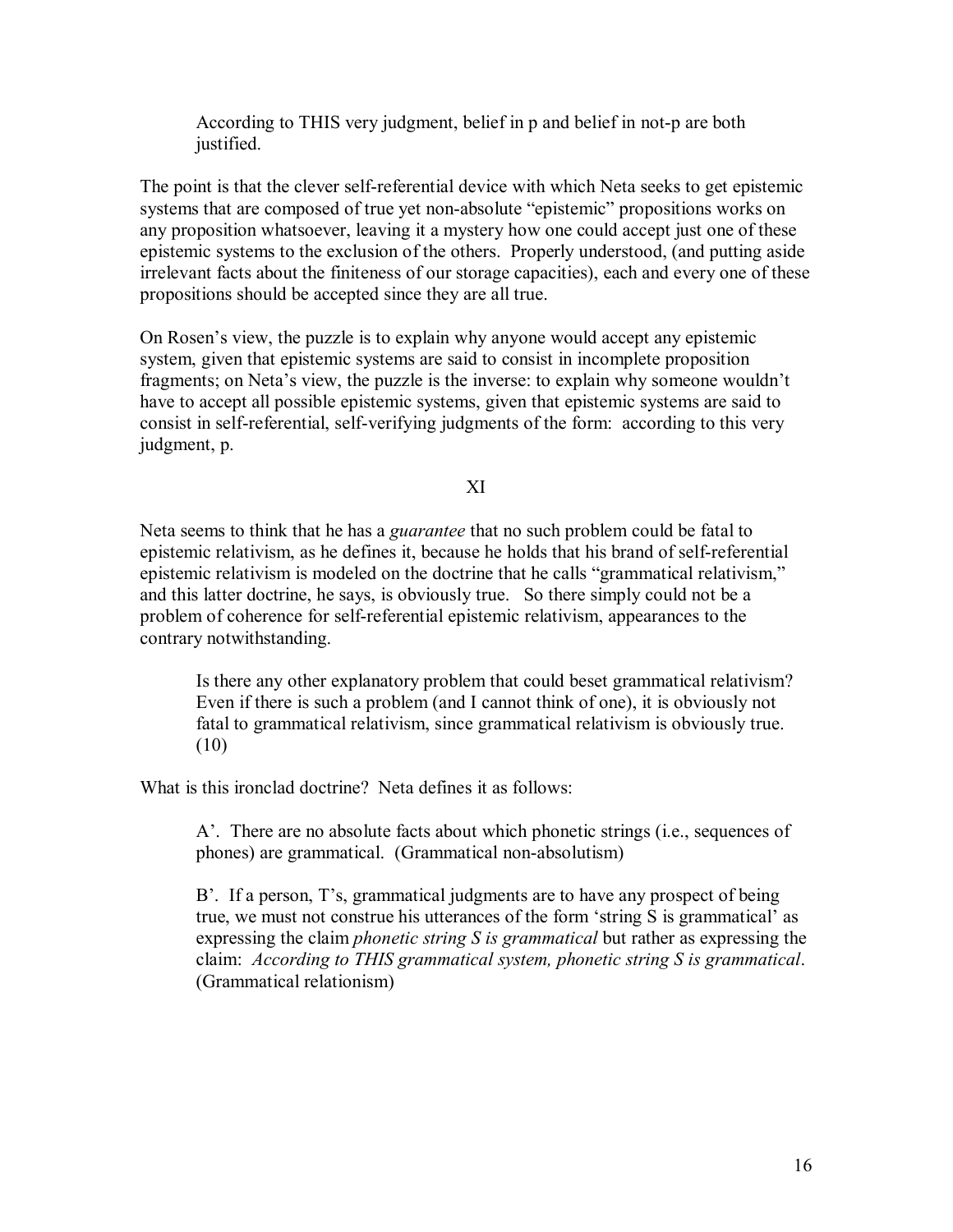> According to THIS very judgment, belief in p and belief in not-p are both justified.

The point is that the clever self-referential device with which Neta seeks to get epistemic systems that are composed of true yet non-absolute "epistemic" propositions works on any proposition whatsoever, leaving it a mystery how one could accept just one of these epistemic systems to the exclusion of the others. Properly understood, (and putting aside irrelevant facts about the finiteness of our storage capacities), each and every one of these propositions should be accepted since they are all true.

On Rosen's view, the puzzle is to explain why anyone would accept any epistemic system, given that epistemic systems are said to consist in incomplete proposition fragments; on Neta's view, the puzzle is the inverse: to explain why someone wouldn't have to accept all possible epistemic systems, given that epistemic systems are said to consist in self-referential, self-verifying judgments of the form: according to this very judgment, p.

## XI

Neta seems to think that he has a *guarantee* that no such problem could be fatal to epistemic relativism, as he defines it, because he holds that his brand of self-referential epistemic relativism is modeled on the doctrine that he calls "grammatical relativism," and this latter doctrine, he says, is obviously true. So there simply could not be a problem of coherence for self-referential epistemic relativism, appearances to the contrary notwithstanding.

> Is there any other explanatory problem that could beset grammatical relativism? Even if there is such a problem (and I cannot think of one), it is obviously not fatal to grammatical relativism, since grammatical relativism is obviously true. (10)

What is this ironclad doctrine? Neta defines it as follows:

> A'. There are no absolute facts about which phonetic strings (i.e., sequences of phones) are grammatical. (Grammatical non-absolutism)
>
> B'. If a person, T's, grammatical judgments are to have any prospect of being true, we must not construe his utterances of the form 'string S is grammatical' as expressing the claim *phonetic string S is grammatical* but rather as expressing the claim: *According to THIS grammatical system, phonetic string S is grammatical*. (Grammatical relationism)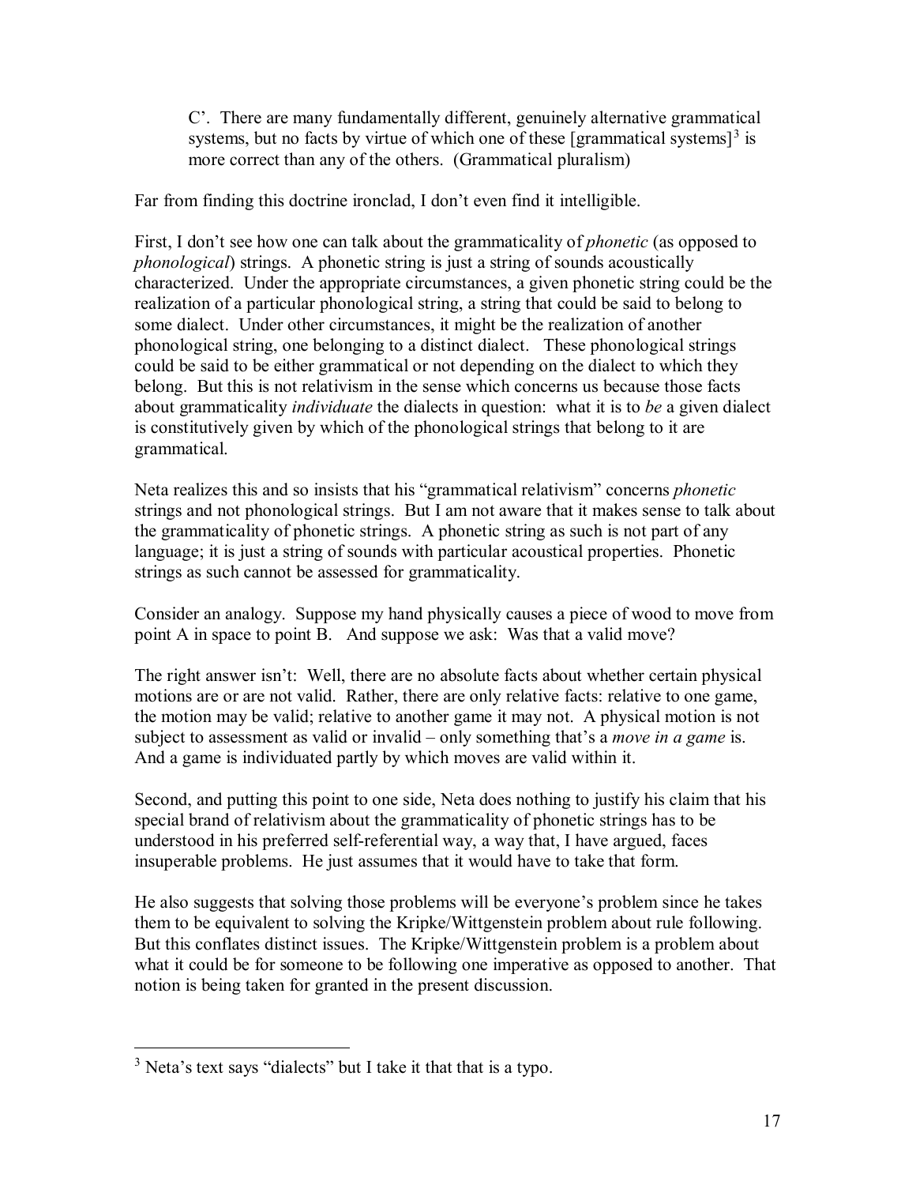> C'. There are many fundamentally different, genuinely alternative grammatical systems, but no facts by virtue of which one of these [grammatical systems][3] is more correct than any of the others. (Grammatical pluralism)

Far from finding this doctrine ironclad, I don't even find it intelligible.

First, I don't see how one can talk about the grammaticality of *phonetic* (as opposed to *phonological*) strings. A phonetic string is just a string of sounds acoustically characterized. Under the appropriate circumstances, a given phonetic string could be the realization of a particular phonological string, a string that could be said to belong to some dialect. Under other circumstances, it might be the realization of another phonological string, one belonging to a distinct dialect. These phonological strings could be said to be either grammatical or not depending on the dialect to which they belong. But this is not relativism in the sense which concerns us because those facts about grammaticality *individuate* the dialects in question: what it is to *be* a given dialect is constitutively given by which of the phonological strings that belong to it are grammatical.

Neta realizes this and so insists that his "grammatical relativism" concerns *phonetic* strings and not phonological strings. But I am not aware that it makes sense to talk about the grammaticality of phonetic strings. A phonetic string as such is not part of any language; it is just a string of sounds with particular acoustical properties. Phonetic strings as such cannot be assessed for grammaticality.

Consider an analogy. Suppose my hand physically causes a piece of wood to move from point A in space to point B. And suppose we ask: Was that a valid move?

The right answer isn't: Well, there are no absolute facts about whether certain physical motions are or are not valid. Rather, there are only relative facts: relative to one game, the motion may be valid; relative to another game it may not. A physical motion is not subject to assessment as valid or invalid – only something that's a *move in a game* is. And a game is individuated partly by which moves are valid within it.

Second, and putting this point to one side, Neta does nothing to justify his claim that his special brand of relativism about the grammaticality of phonetic strings has to be understood in his preferred self-referential way, a way that, I have argued, faces insuperable problems. He just assumes that it would have to take that form.

He also suggests that solving those problems will be everyone's problem since he takes them to be equivalent to solving the Kripke/Wittgenstein problem about rule following. But this conflates distinct issues. The Kripke/Wittgenstein problem is a problem about what it could be for someone to be following one imperative as opposed to another. That notion is being taken for granted in the present discussion.

---

[3] Neta's text says "dialects" but I take it that that is a typo.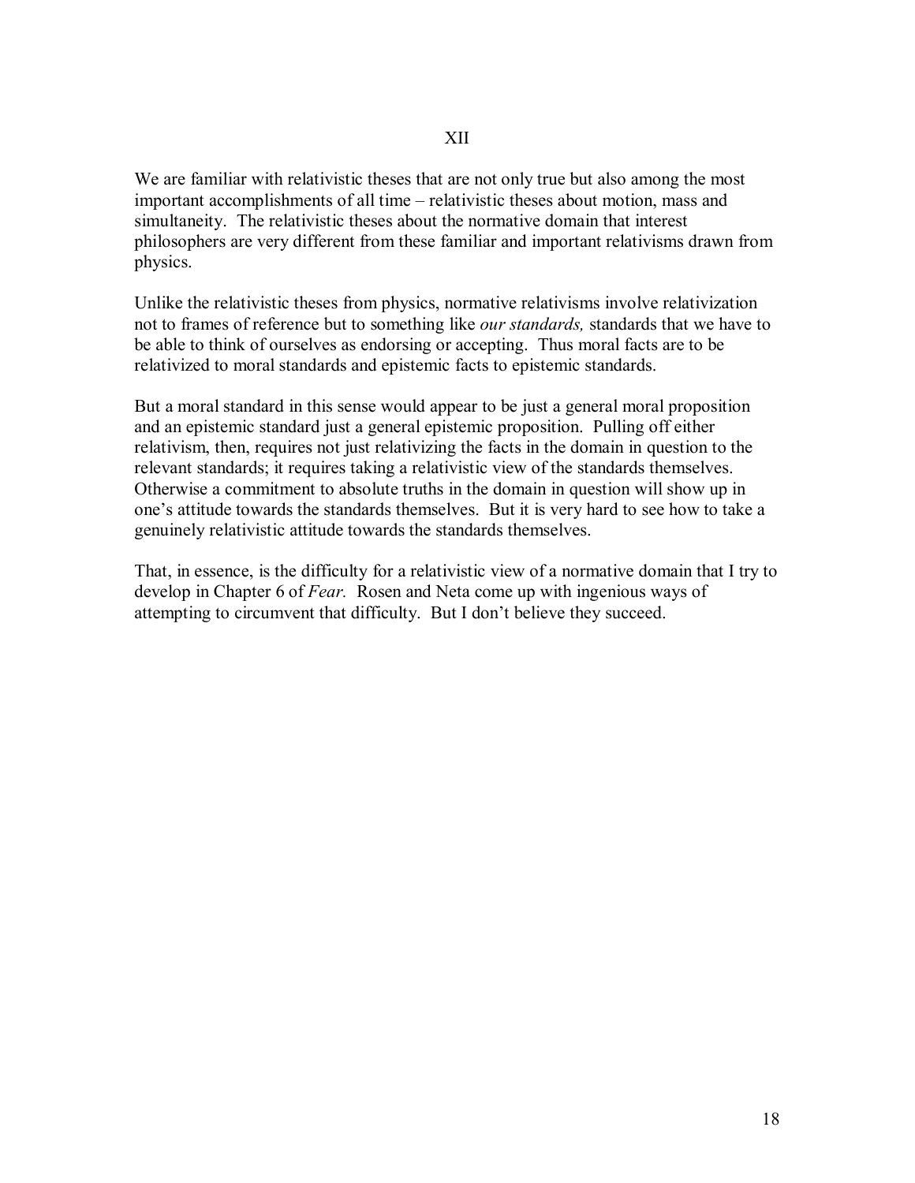## XII

We are familiar with relativistic theses that are not only true but also among the most important accomplishments of all time – relativistic theses about motion, mass and simultaneity. The relativistic theses about the normative domain that interest philosophers are very different from these familiar and important relativisms drawn from physics.

Unlike the relativistic theses from physics, normative relativisms involve relativization not to frames of reference but to something like *our standards,* standards that we have to be able to think of ourselves as endorsing or accepting. Thus moral facts are to be relativized to moral standards and epistemic facts to epistemic standards.

But a moral standard in this sense would appear to be just a general moral proposition and an epistemic standard just a general epistemic proposition. Pulling off either relativism, then, requires not just relativizing the facts in the domain in question to the relevant standards; it requires taking a relativistic view of the standards themselves. Otherwise a commitment to absolute truths in the domain in question will show up in one's attitude towards the standards themselves. But it is very hard to see how to take a genuinely relativistic attitude towards the standards themselves.

That, in essence, is the difficulty for a relativistic view of a normative domain that I try to develop in Chapter 6 of *Fear.* Rosen and Neta come up with ingenious ways of attempting to circumvent that difficulty. But I don't believe they succeed.